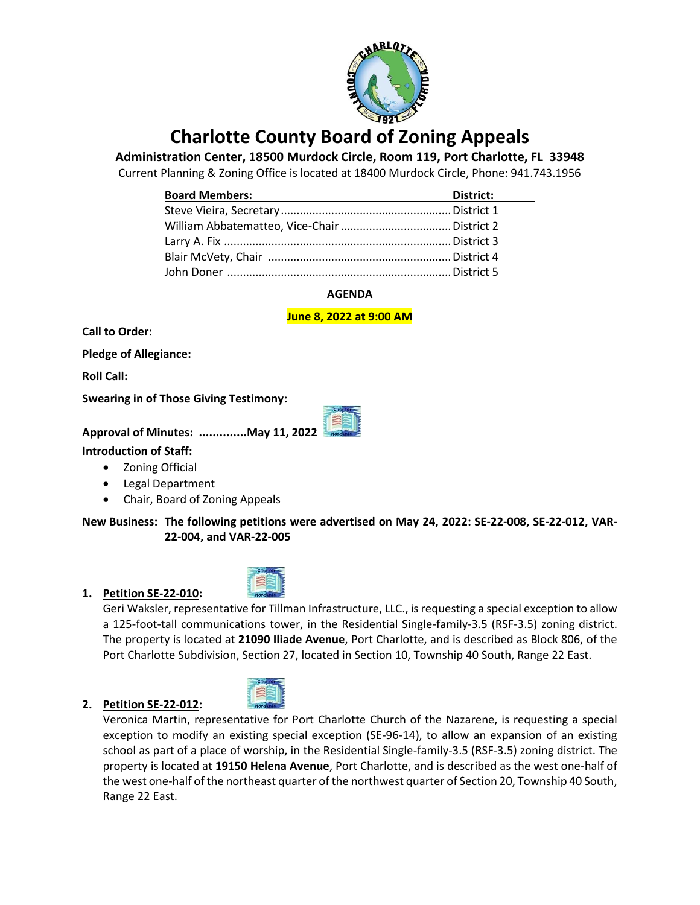# Charlotte County Board of Zoning Appeals

**Administration Center, 18500 Murdock Circle, Room 119, Port Charlotte, FL 33948**

Current Planning & Zoning Office is located at 18400 Murdock Circle, Phone: 941.743.1956

| Board Members: | District: |
|---|---|
| Steve Vieira, Secretary | District 1 |
| William Abbatematteo, Vice-Chair | District 2 |
| Larry A. Fix | District 3 |
| Blair McVety, Chair | District 4 |
| John Doner | District 5 |

**AGENDA**

**June 8, 2022 at 9:00 AM**

**Call to Order:**

**Pledge of Allegiance:**

**Roll Call:**

**Swearing in of Those Giving Testimony:**

**Approval of Minutes: .............May 11, 2022**

**Introduction of Staff:**

- Zoning Official
- Legal Department
- Chair, Board of Zoning Appeals

**New Business: The following petitions were advertised on May 24, 2022: SE-22-008, SE-22-012, VAR-22-004, and VAR-22-005**

1. **Petition SE-22-010:**
   Geri Waksler, representative for Tillman Infrastructure, LLC., is requesting a special exception to allow a 125-foot-tall communications tower, in the Residential Single-family-3.5 (RSF-3.5) zoning district. The property is located at **21090 Iliade Avenue**, Port Charlotte, and is described as Block 806, of the Port Charlotte Subdivision, Section 27, located in Section 10, Township 40 South, Range 22 East.

2. **Petition SE-22-012:**
   Veronica Martin, representative for Port Charlotte Church of the Nazarene, is requesting a special exception to modify an existing special exception (SE-96-14), to allow an expansion of an existing school as part of a place of worship, in the Residential Single-family-3.5 (RSF-3.5) zoning district. The property is located at **19150 Helena Avenue**, Port Charlotte, and is described as the west one-half of the west one-half of the northeast quarter of the northwest quarter of Section 20, Township 40 South, Range 22 East.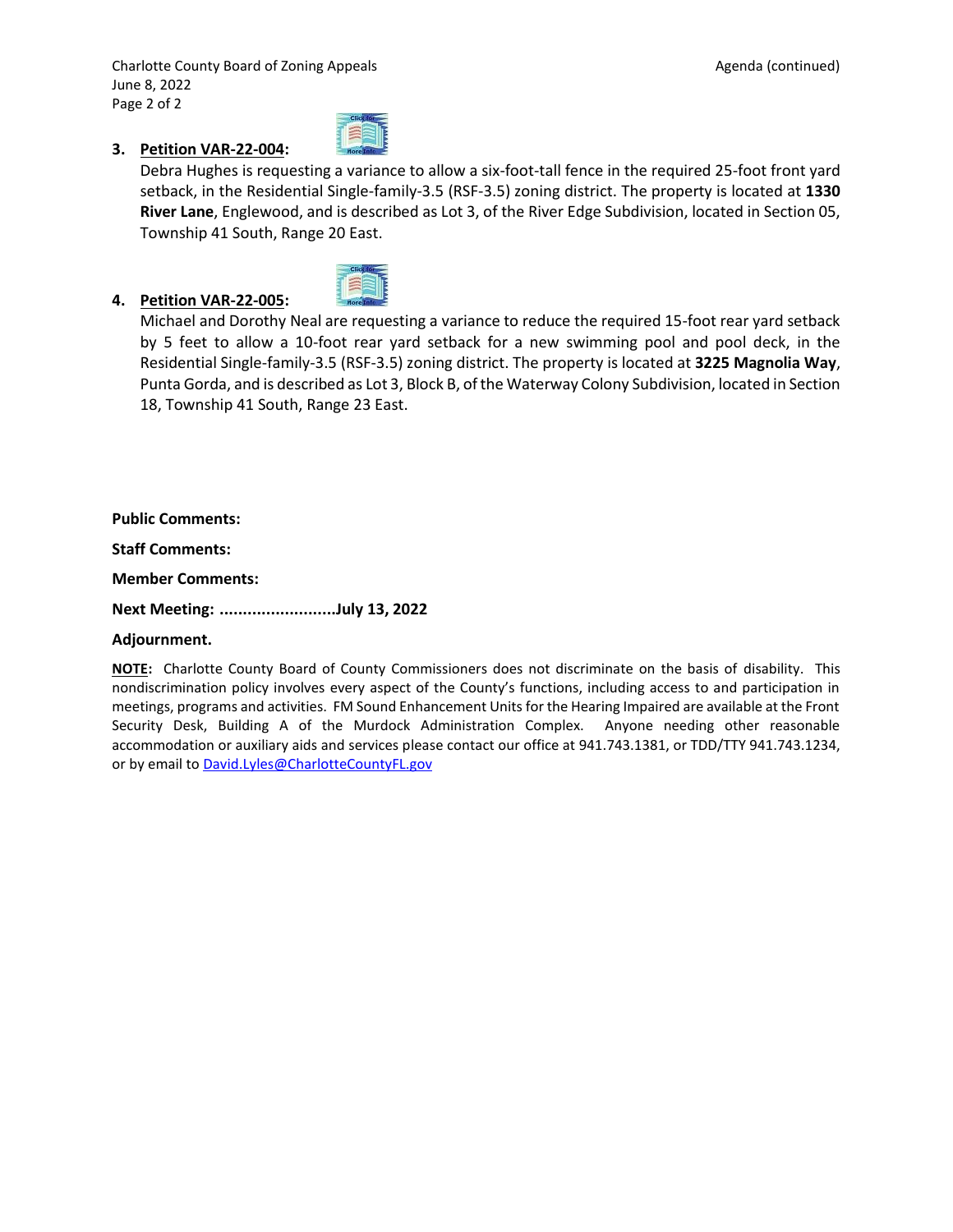3. **Petition VAR-22-004:**

   Debra Hughes is requesting a variance to allow a six-foot-tall fence in the required 25-foot front yard setback, in the Residential Single-family-3.5 (RSF-3.5) zoning district. The property is located at **1330 River Lane**, Englewood, and is described as Lot 3, of the River Edge Subdivision, located in Section 05, Township 41 South, Range 20 East.

4. **Petition VAR-22-005:**

   Michael and Dorothy Neal are requesting a variance to reduce the required 15-foot rear yard setback by 5 feet to allow a 10-foot rear yard setback for a new swimming pool and pool deck, in the Residential Single-family-3.5 (RSF-3.5) zoning district. The property is located at **3225 Magnolia Way**, Punta Gorda, and is described as Lot 3, Block B, of the Waterway Colony Subdivision, located in Section 18, Township 41 South, Range 23 East.

**Public Comments:**

**Staff Comments:**

**Member Comments:**

**Next Meeting: .........................July 13, 2022**

**Adjournment.**

**NOTE:** Charlotte County Board of County Commissioners does not discriminate on the basis of disability. This nondiscrimination policy involves every aspect of the County's functions, including access to and participation in meetings, programs and activities. FM Sound Enhancement Units for the Hearing Impaired are available at the Front Security Desk, Building A of the Murdock Administration Complex. Anyone needing other reasonable accommodation or auxiliary aids and services please contact our office at 941.743.1381, or TDD/TTY 941.743.1234, or by email to David.Lyles@CharlotteCountyFL.gov